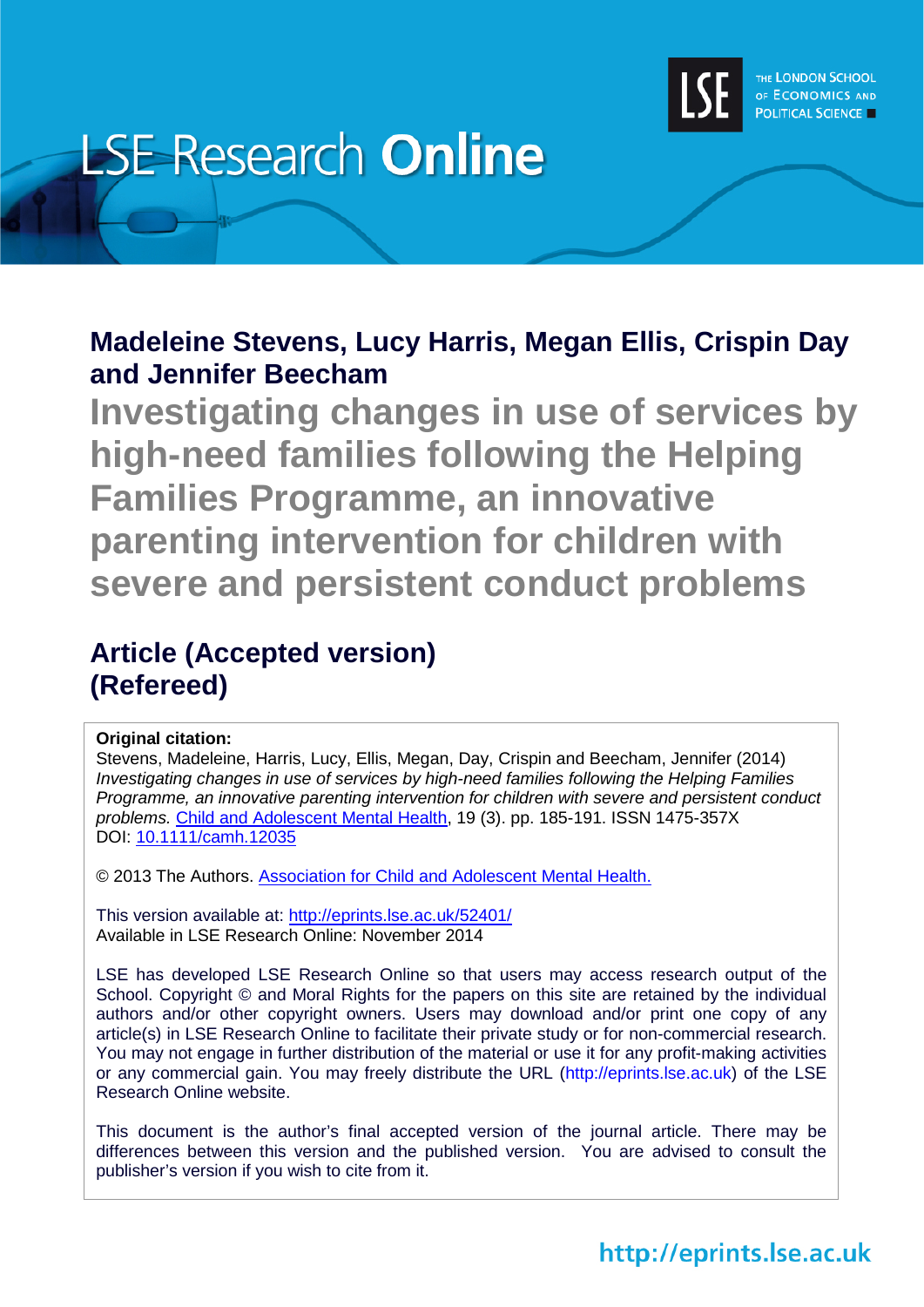LSE Research **Online**

THE LONDON SCHOOL OF ECONOMICS AND POLITICAL SCIENCE

**Madeleine Stevens, Lucy Harris, Megan Ellis, Crispin Day and Jennifer Beecham**

# Investigating changes in use of services by high-need families following the Helping Families Programme, an innovative parenting intervention for children with severe and persistent conduct problems

## Article (Accepted version) (Refereed)

**Original citation:**
Stevens, Madeleine, Harris, Lucy, Ellis, Megan, Day, Crispin and Beecham, Jennifer (2014) *Investigating changes in use of services by high-need families following the Helping Families Programme, an innovative parenting intervention for children with severe and persistent conduct problems.* Child and Adolescent Mental Health, 19 (3). pp. 185-191. ISSN 1475-357X
DOI: 10.1111/camh.12035

© 2013 The Authors. Association for Child and Adolescent Mental Health.

This version available at: http://eprints.lse.ac.uk/52401/
Available in LSE Research Online: November 2014

LSE has developed LSE Research Online so that users may access research output of the School. Copyright © and Moral Rights for the papers on this site are retained by the individual authors and/or other copyright owners. Users may download and/or print one copy of any article(s) in LSE Research Online to facilitate their private study or for non-commercial research. You may not engage in further distribution of the material or use it for any profit-making activities or any commercial gain. You may freely distribute the URL (http://eprints.lse.ac.uk) of the LSE Research Online website.

This document is the author's final accepted version of the journal article. There may be differences between this version and the published version. You are advised to consult the publisher's version if you wish to cite from it.

http://eprints.lse.ac.uk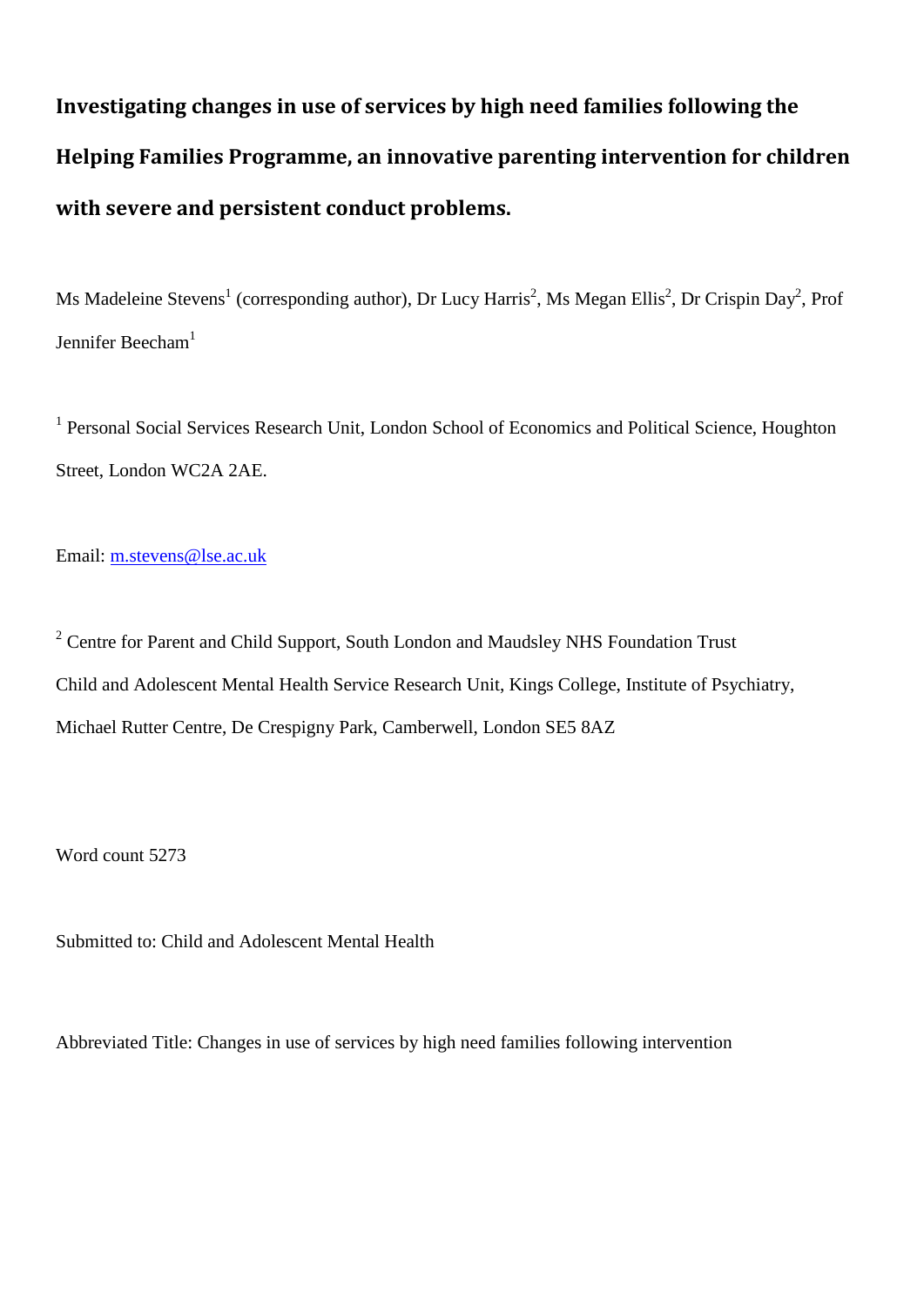# Investigating changes in use of services by high need families following the Helping Families Programme, an innovative parenting intervention for children with severe and persistent conduct problems.

Ms Madeleine Stevens[1] (corresponding author), Dr Lucy Harris[2], Ms Megan Ellis[2], Dr Crispin Day[2], Prof Jennifer Beecham[1]

[1] Personal Social Services Research Unit, London School of Economics and Political Science, Houghton Street, London WC2A 2AE.

Email: m.stevens@lse.ac.uk

[2] Centre for Parent and Child Support, South London and Maudsley NHS Foundation Trust Child and Adolescent Mental Health Service Research Unit, Kings College, Institute of Psychiatry, Michael Rutter Centre, De Crespigny Park, Camberwell, London SE5 8AZ

Word count 5273

Submitted to: Child and Adolescent Mental Health

Abbreviated Title: Changes in use of services by high need families following intervention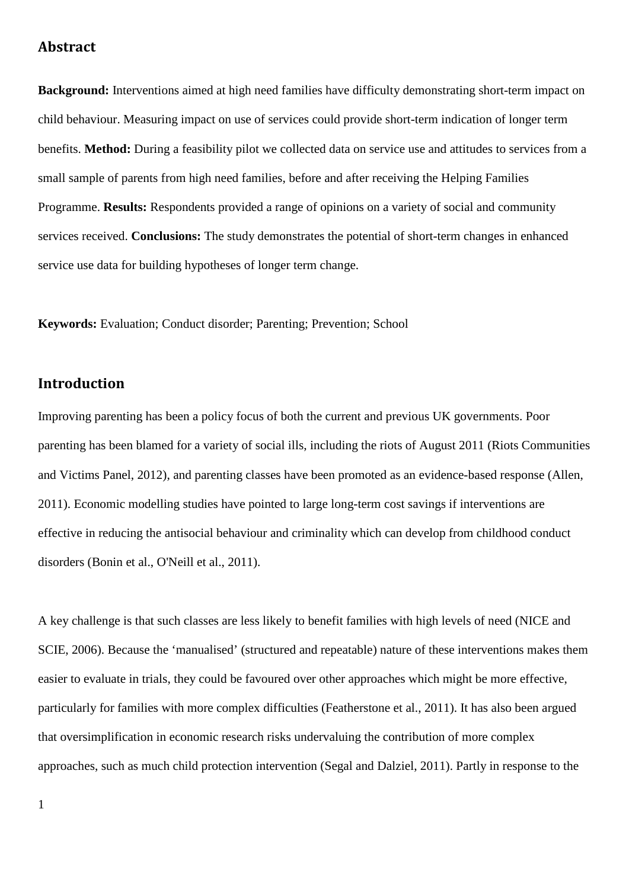## Abstract

**Background:** Interventions aimed at high need families have difficulty demonstrating short-term impact on child behaviour. Measuring impact on use of services could provide short-term indication of longer term benefits. **Method:** During a feasibility pilot we collected data on service use and attitudes to services from a small sample of parents from high need families, before and after receiving the Helping Families Programme. **Results:** Respondents provided a range of opinions on a variety of social and community services received. **Conclusions:** The study demonstrates the potential of short-term changes in enhanced service use data for building hypotheses of longer term change.

**Keywords:** Evaluation; Conduct disorder; Parenting; Prevention; School

## Introduction

Improving parenting has been a policy focus of both the current and previous UK governments. Poor parenting has been blamed for a variety of social ills, including the riots of August 2011 (Riots Communities and Victims Panel, 2012), and parenting classes have been promoted as an evidence-based response (Allen, 2011). Economic modelling studies have pointed to large long-term cost savings if interventions are effective in reducing the antisocial behaviour and criminality which can develop from childhood conduct disorders (Bonin et al., O'Neill et al., 2011).

A key challenge is that such classes are less likely to benefit families with high levels of need (NICE and SCIE, 2006). Because the 'manualised' (structured and repeatable) nature of these interventions makes them easier to evaluate in trials, they could be favoured over other approaches which might be more effective, particularly for families with more complex difficulties (Featherstone et al., 2011). It has also been argued that oversimplification in economic research risks undervaluing the contribution of more complex approaches, such as much child protection intervention (Segal and Dalziel, 2011). Partly in response to the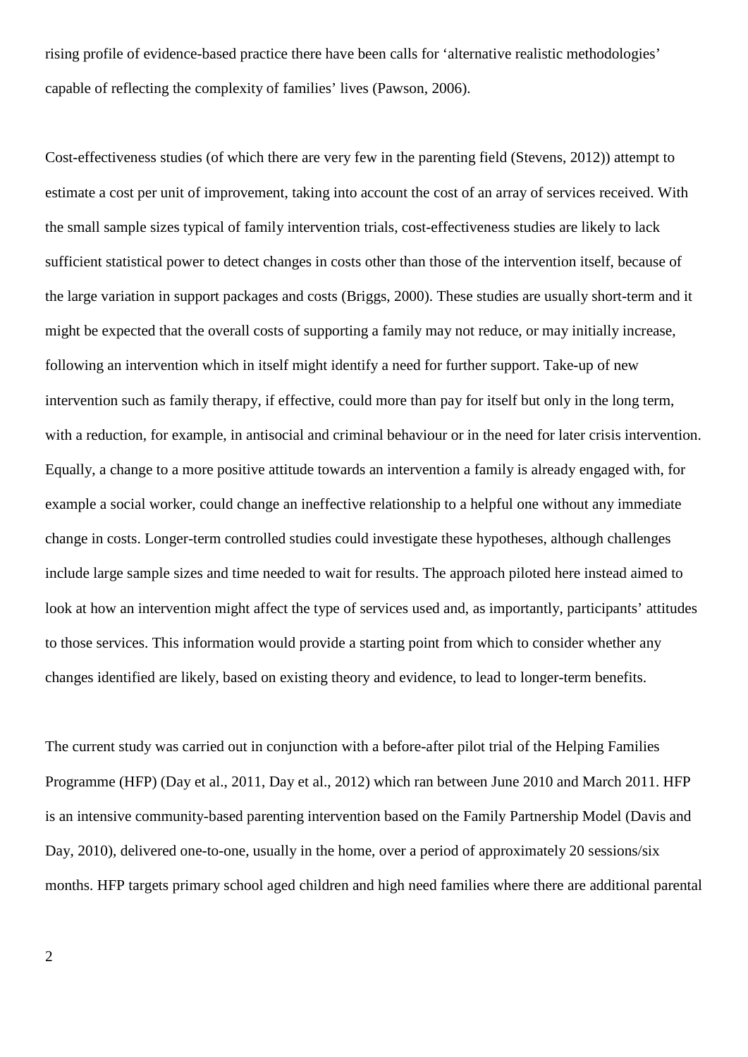rising profile of evidence-based practice there have been calls for 'alternative realistic methodologies' capable of reflecting the complexity of families' lives (Pawson, 2006).

Cost-effectiveness studies (of which there are very few in the parenting field (Stevens, 2012)) attempt to estimate a cost per unit of improvement, taking into account the cost of an array of services received. With the small sample sizes typical of family intervention trials, cost-effectiveness studies are likely to lack sufficient statistical power to detect changes in costs other than those of the intervention itself, because of the large variation in support packages and costs (Briggs, 2000). These studies are usually short-term and it might be expected that the overall costs of supporting a family may not reduce, or may initially increase, following an intervention which in itself might identify a need for further support. Take-up of new intervention such as family therapy, if effective, could more than pay for itself but only in the long term, with a reduction, for example, in antisocial and criminal behaviour or in the need for later crisis intervention. Equally, a change to a more positive attitude towards an intervention a family is already engaged with, for example a social worker, could change an ineffective relationship to a helpful one without any immediate change in costs. Longer-term controlled studies could investigate these hypotheses, although challenges include large sample sizes and time needed to wait for results. The approach piloted here instead aimed to look at how an intervention might affect the type of services used and, as importantly, participants' attitudes to those services. This information would provide a starting point from which to consider whether any changes identified are likely, based on existing theory and evidence, to lead to longer-term benefits.

The current study was carried out in conjunction with a before-after pilot trial of the Helping Families Programme (HFP) (Day et al., 2011, Day et al., 2012) which ran between June 2010 and March 2011. HFP is an intensive community-based parenting intervention based on the Family Partnership Model (Davis and Day, 2010), delivered one-to-one, usually in the home, over a period of approximately 20 sessions/six months. HFP targets primary school aged children and high need families where there are additional parental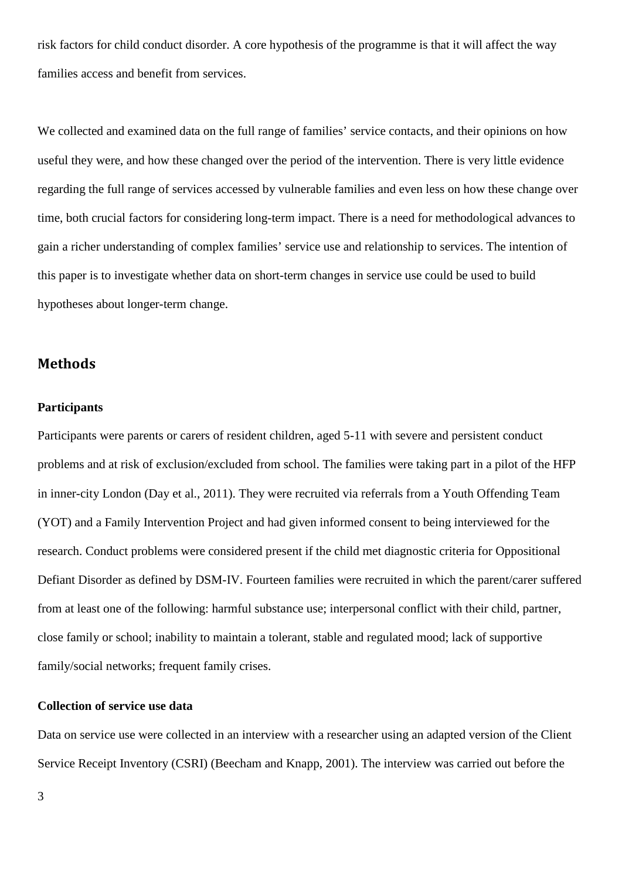risk factors for child conduct disorder. A core hypothesis of the programme is that it will affect the way families access and benefit from services.

We collected and examined data on the full range of families' service contacts, and their opinions on how useful they were, and how these changed over the period of the intervention. There is very little evidence regarding the full range of services accessed by vulnerable families and even less on how these change over time, both crucial factors for considering long-term impact. There is a need for methodological advances to gain a richer understanding of complex families' service use and relationship to services. The intention of this paper is to investigate whether data on short-term changes in service use could be used to build hypotheses about longer-term change.

## Methods

### Participants

Participants were parents or carers of resident children, aged 5-11 with severe and persistent conduct problems and at risk of exclusion/excluded from school. The families were taking part in a pilot of the HFP in inner-city London (Day et al., 2011). They were recruited via referrals from a Youth Offending Team (YOT) and a Family Intervention Project and had given informed consent to being interviewed for the research. Conduct problems were considered present if the child met diagnostic criteria for Oppositional Defiant Disorder as defined by DSM-IV. Fourteen families were recruited in which the parent/carer suffered from at least one of the following: harmful substance use; interpersonal conflict with their child, partner, close family or school; inability to maintain a tolerant, stable and regulated mood; lack of supportive family/social networks; frequent family crises.

### Collection of service use data

Data on service use were collected in an interview with a researcher using an adapted version of the Client Service Receipt Inventory (CSRI) (Beecham and Knapp, 2001). The interview was carried out before the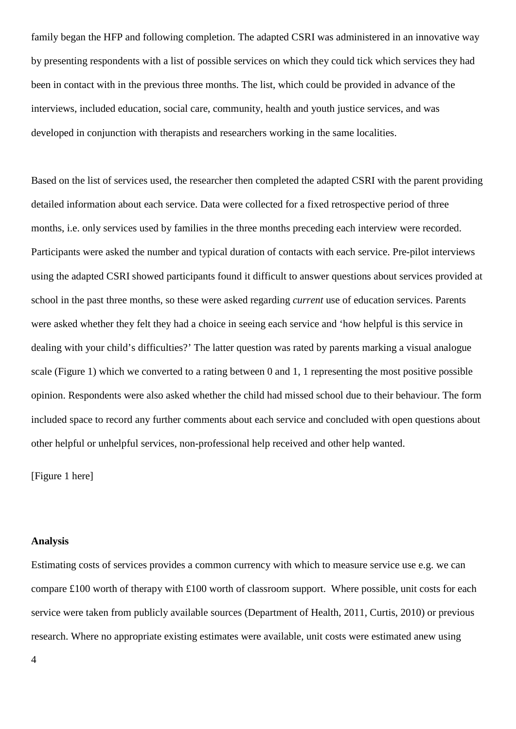family began the HFP and following completion. The adapted CSRI was administered in an innovative way by presenting respondents with a list of possible services on which they could tick which services they had been in contact with in the previous three months. The list, which could be provided in advance of the interviews, included education, social care, community, health and youth justice services, and was developed in conjunction with therapists and researchers working in the same localities.

Based on the list of services used, the researcher then completed the adapted CSRI with the parent providing detailed information about each service. Data were collected for a fixed retrospective period of three months, i.e. only services used by families in the three months preceding each interview were recorded. Participants were asked the number and typical duration of contacts with each service. Pre-pilot interviews using the adapted CSRI showed participants found it difficult to answer questions about services provided at school in the past three months, so these were asked regarding *current* use of education services. Parents were asked whether they felt they had a choice in seeing each service and 'how helpful is this service in dealing with your child's difficulties?' The latter question was rated by parents marking a visual analogue scale (Figure 1) which we converted to a rating between 0 and 1, 1 representing the most positive possible opinion. Respondents were also asked whether the child had missed school due to their behaviour. The form included space to record any further comments about each service and concluded with open questions about other helpful or unhelpful services, non-professional help received and other help wanted.

[Figure 1 here]

**Analysis**

Estimating costs of services provides a common currency with which to measure service use e.g. we can compare £100 worth of therapy with £100 worth of classroom support. Where possible, unit costs for each service were taken from publicly available sources (Department of Health, 2011, Curtis, 2010) or previous research. Where no appropriate existing estimates were available, unit costs were estimated anew using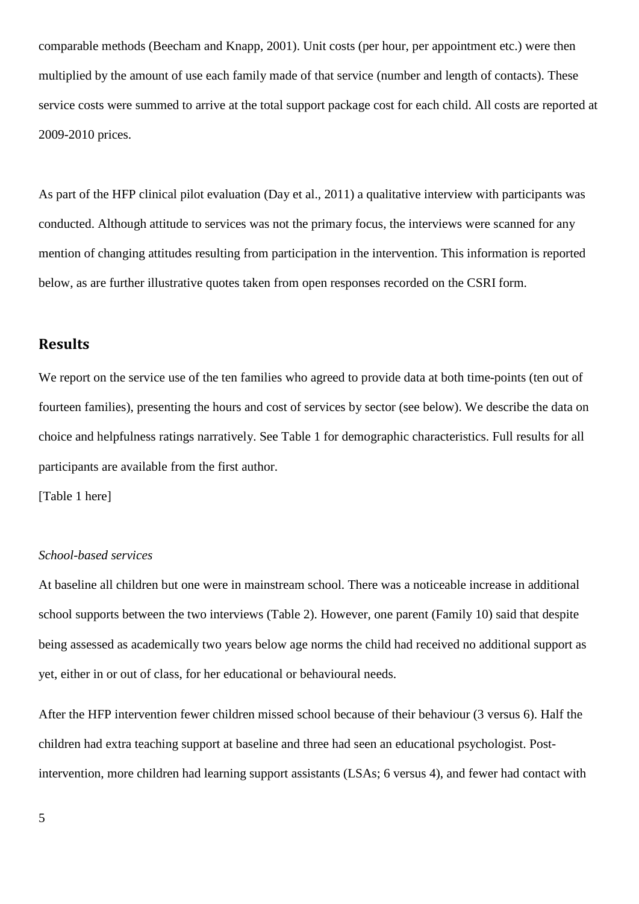comparable methods (Beecham and Knapp, 2001). Unit costs (per hour, per appointment etc.) were then multiplied by the amount of use each family made of that service (number and length of contacts). These service costs were summed to arrive at the total support package cost for each child. All costs are reported at 2009-2010 prices.

As part of the HFP clinical pilot evaluation (Day et al., 2011) a qualitative interview with participants was conducted. Although attitude to services was not the primary focus, the interviews were scanned for any mention of changing attitudes resulting from participation in the intervention. This information is reported below, as are further illustrative quotes taken from open responses recorded on the CSRI form.

## Results

We report on the service use of the ten families who agreed to provide data at both time-points (ten out of fourteen families), presenting the hours and cost of services by sector (see below). We describe the data on choice and helpfulness ratings narratively. See Table 1 for demographic characteristics. Full results for all participants are available from the first author.

[Table 1 here]

*School-based services*

At baseline all children but one were in mainstream school. There was a noticeable increase in additional school supports between the two interviews (Table 2). However, one parent (Family 10) said that despite being assessed as academically two years below age norms the child had received no additional support as yet, either in or out of class, for her educational or behavioural needs.

After the HFP intervention fewer children missed school because of their behaviour (3 versus 6). Half the children had extra teaching support at baseline and three had seen an educational psychologist. Post-intervention, more children had learning support assistants (LSAs; 6 versus 4), and fewer had contact with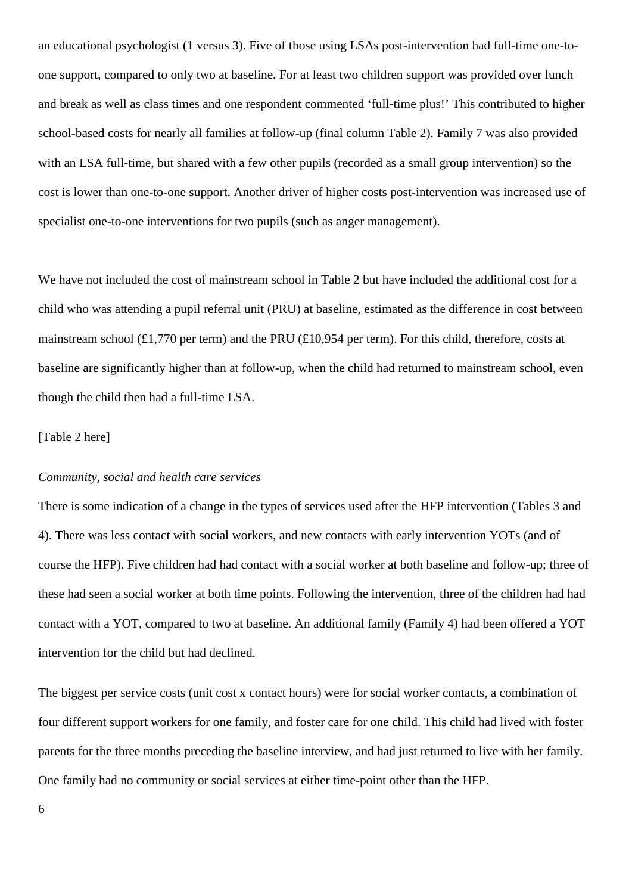an educational psychologist (1 versus 3). Five of those using LSAs post-intervention had full-time one-to-one support, compared to only two at baseline. For at least two children support was provided over lunch and break as well as class times and one respondent commented 'full-time plus!' This contributed to higher school-based costs for nearly all families at follow-up (final column Table 2). Family 7 was also provided with an LSA full-time, but shared with a few other pupils (recorded as a small group intervention) so the cost is lower than one-to-one support. Another driver of higher costs post-intervention was increased use of specialist one-to-one interventions for two pupils (such as anger management).

We have not included the cost of mainstream school in Table 2 but have included the additional cost for a child who was attending a pupil referral unit (PRU) at baseline, estimated as the difference in cost between mainstream school (£1,770 per term) and the PRU (£10,954 per term). For this child, therefore, costs at baseline are significantly higher than at follow-up, when the child had returned to mainstream school, even though the child then had a full-time LSA.

[Table 2 here]

*Community, social and health care services*

There is some indication of a change in the types of services used after the HFP intervention (Tables 3 and 4). There was less contact with social workers, and new contacts with early intervention YOTs (and of course the HFP). Five children had had contact with a social worker at both baseline and follow-up; three of these had seen a social worker at both time points. Following the intervention, three of the children had had contact with a YOT, compared to two at baseline. An additional family (Family 4) had been offered a YOT intervention for the child but had declined.

The biggest per service costs (unit cost x contact hours) were for social worker contacts, a combination of four different support workers for one family, and foster care for one child. This child had lived with foster parents for the three months preceding the baseline interview, and had just returned to live with her family. One family had no community or social services at either time-point other than the HFP.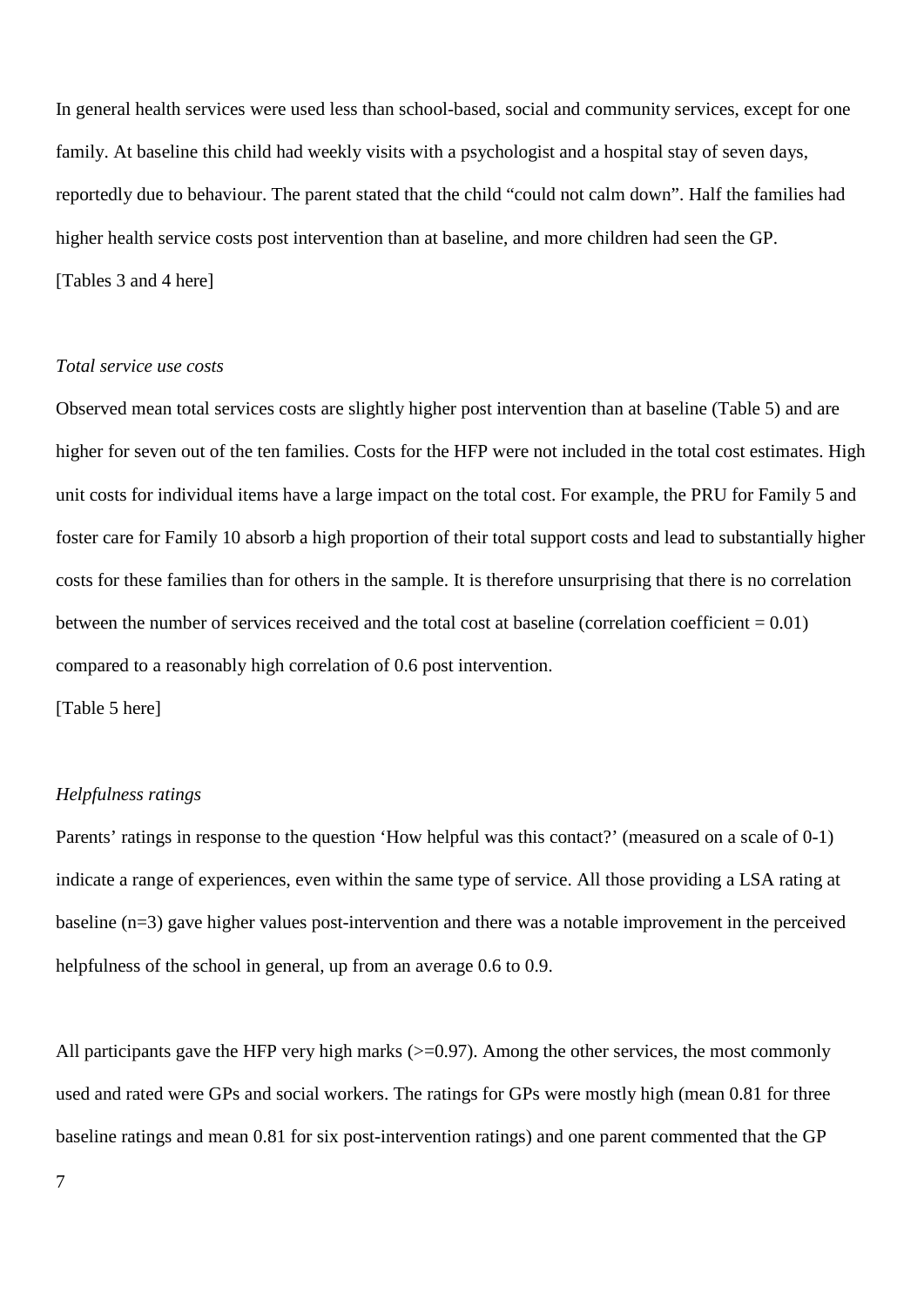In general health services were used less than school-based, social and community services, except for one family. At baseline this child had weekly visits with a psychologist and a hospital stay of seven days, reportedly due to behaviour. The parent stated that the child "could not calm down". Half the families had higher health service costs post intervention than at baseline, and more children had seen the GP.

[Tables 3 and 4 here]

*Total service use costs*

Observed mean total services costs are slightly higher post intervention than at baseline (Table 5) and are higher for seven out of the ten families. Costs for the HFP were not included in the total cost estimates. High unit costs for individual items have a large impact on the total cost. For example, the PRU for Family 5 and foster care for Family 10 absorb a high proportion of their total support costs and lead to substantially higher costs for these families than for others in the sample. It is therefore unsurprising that there is no correlation between the number of services received and the total cost at baseline (correlation coefficient = 0.01) compared to a reasonably high correlation of 0.6 post intervention.

[Table 5 here]

*Helpfulness ratings*

Parents' ratings in response to the question 'How helpful was this contact?' (measured on a scale of 0-1) indicate a range of experiences, even within the same type of service. All those providing a LSA rating at baseline (n=3) gave higher values post-intervention and there was a notable improvement in the perceived helpfulness of the school in general, up from an average 0.6 to 0.9.

All participants gave the HFP very high marks (>=0.97). Among the other services, the most commonly used and rated were GPs and social workers. The ratings for GPs were mostly high (mean 0.81 for three baseline ratings and mean 0.81 for six post-intervention ratings) and one parent commented that the GP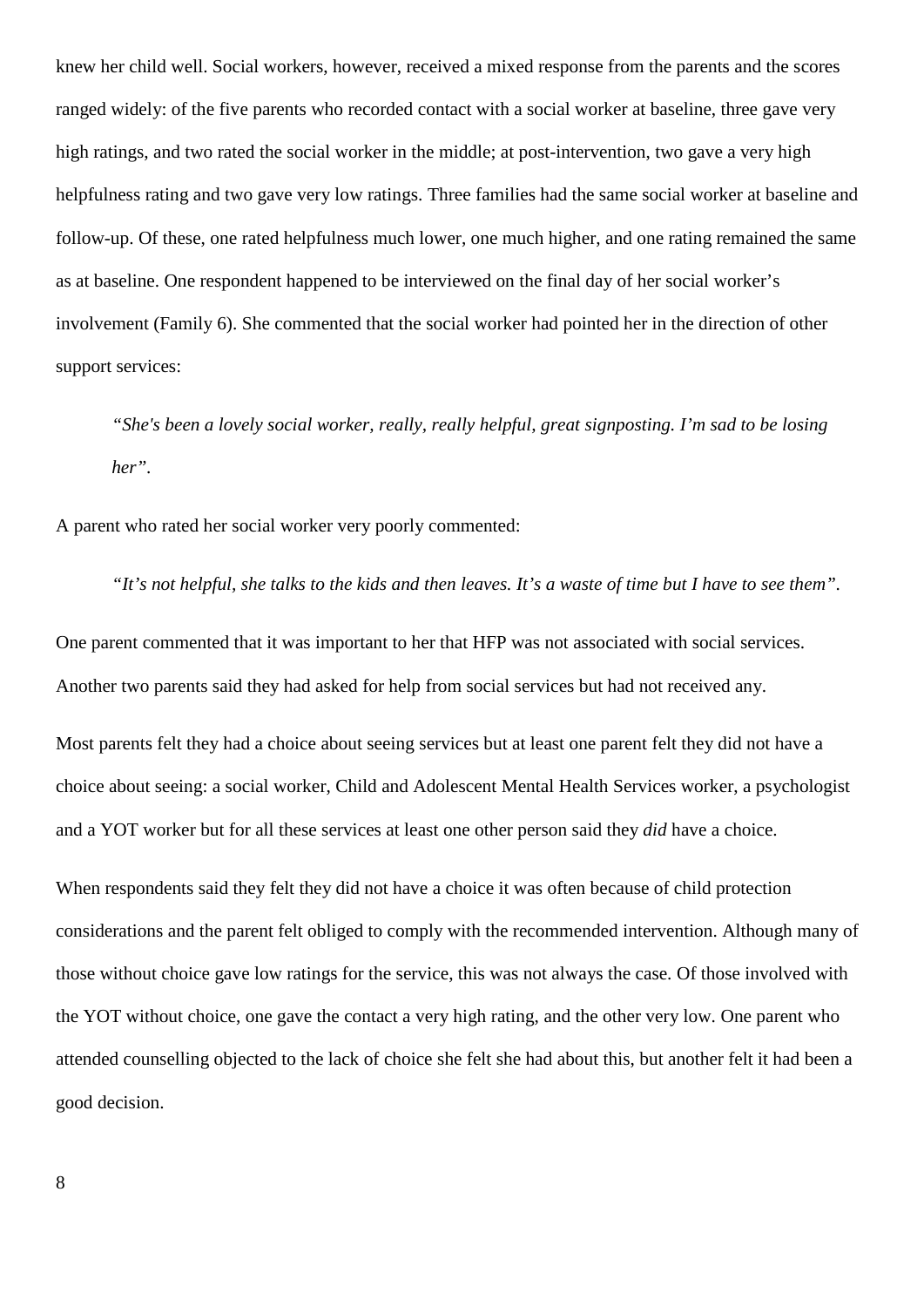knew her child well. Social workers, however, received a mixed response from the parents and the scores ranged widely: of the five parents who recorded contact with a social worker at baseline, three gave very high ratings, and two rated the social worker in the middle; at post-intervention, two gave a very high helpfulness rating and two gave very low ratings. Three families had the same social worker at baseline and follow-up. Of these, one rated helpfulness much lower, one much higher, and one rating remained the same as at baseline. One respondent happened to be interviewed on the final day of her social worker's involvement (Family 6). She commented that the social worker had pointed her in the direction of other support services:

> *"She's been a lovely social worker, really, really helpful, great signposting. I'm sad to be losing her"*.

A parent who rated her social worker very poorly commented:

> *"It's not helpful, she talks to the kids and then leaves. It's a waste of time but I have to see them"*.

One parent commented that it was important to her that HFP was not associated with social services. Another two parents said they had asked for help from social services but had not received any.

Most parents felt they had a choice about seeing services but at least one parent felt they did not have a choice about seeing: a social worker, Child and Adolescent Mental Health Services worker, a psychologist and a YOT worker but for all these services at least one other person said they *did* have a choice.

When respondents said they felt they did not have a choice it was often because of child protection considerations and the parent felt obliged to comply with the recommended intervention. Although many of those without choice gave low ratings for the service, this was not always the case. Of those involved with the YOT without choice, one gave the contact a very high rating, and the other very low. One parent who attended counselling objected to the lack of choice she felt she had about this, but another felt it had been a good decision.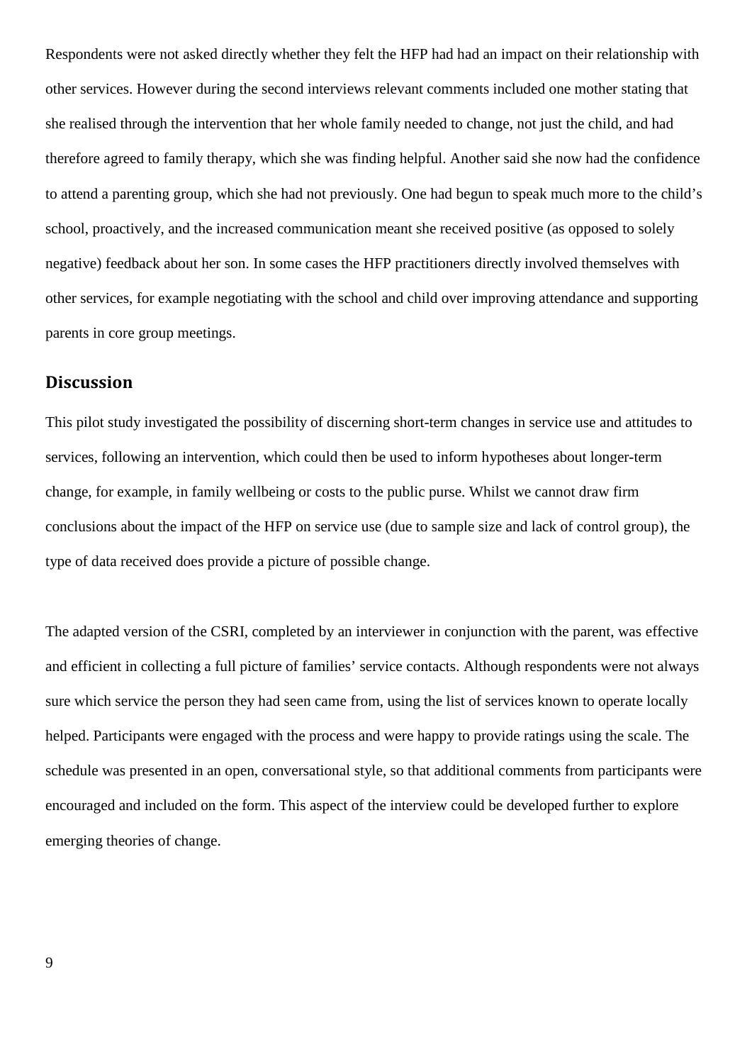Respondents were not asked directly whether they felt the HFP had had an impact on their relationship with other services. However during the second interviews relevant comments included one mother stating that she realised through the intervention that her whole family needed to change, not just the child, and had therefore agreed to family therapy, which she was finding helpful. Another said she now had the confidence to attend a parenting group, which she had not previously. One had begun to speak much more to the child's school, proactively, and the increased communication meant she received positive (as opposed to solely negative) feedback about her son. In some cases the HFP practitioners directly involved themselves with other services, for example negotiating with the school and child over improving attendance and supporting parents in core group meetings.

## Discussion

This pilot study investigated the possibility of discerning short-term changes in service use and attitudes to services, following an intervention, which could then be used to inform hypotheses about longer-term change, for example, in family wellbeing or costs to the public purse. Whilst we cannot draw firm conclusions about the impact of the HFP on service use (due to sample size and lack of control group), the type of data received does provide a picture of possible change.

The adapted version of the CSRI, completed by an interviewer in conjunction with the parent, was effective and efficient in collecting a full picture of families' service contacts. Although respondents were not always sure which service the person they had seen came from, using the list of services known to operate locally helped. Participants were engaged with the process and were happy to provide ratings using the scale. The schedule was presented in an open, conversational style, so that additional comments from participants were encouraged and included on the form. This aspect of the interview could be developed further to explore emerging theories of change.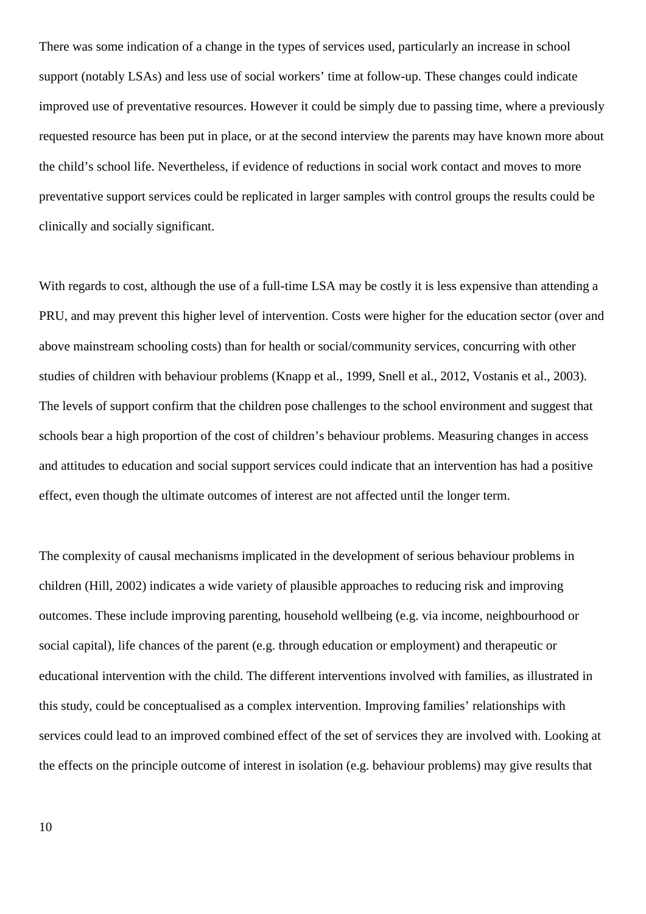There was some indication of a change in the types of services used, particularly an increase in school support (notably LSAs) and less use of social workers' time at follow-up. These changes could indicate improved use of preventative resources. However it could be simply due to passing time, where a previously requested resource has been put in place, or at the second interview the parents may have known more about the child's school life. Nevertheless, if evidence of reductions in social work contact and moves to more preventative support services could be replicated in larger samples with control groups the results could be clinically and socially significant.

With regards to cost, although the use of a full-time LSA may be costly it is less expensive than attending a PRU, and may prevent this higher level of intervention. Costs were higher for the education sector (over and above mainstream schooling costs) than for health or social/community services, concurring with other studies of children with behaviour problems (Knapp et al., 1999, Snell et al., 2012, Vostanis et al., 2003). The levels of support confirm that the children pose challenges to the school environment and suggest that schools bear a high proportion of the cost of children's behaviour problems. Measuring changes in access and attitudes to education and social support services could indicate that an intervention has had a positive effect, even though the ultimate outcomes of interest are not affected until the longer term.

The complexity of causal mechanisms implicated in the development of serious behaviour problems in children (Hill, 2002) indicates a wide variety of plausible approaches to reducing risk and improving outcomes. These include improving parenting, household wellbeing (e.g. via income, neighbourhood or social capital), life chances of the parent (e.g. through education or employment) and therapeutic or educational intervention with the child. The different interventions involved with families, as illustrated in this study, could be conceptualised as a complex intervention. Improving families' relationships with services could lead to an improved combined effect of the set of services they are involved with. Looking at the effects on the principle outcome of interest in isolation (e.g. behaviour problems) may give results that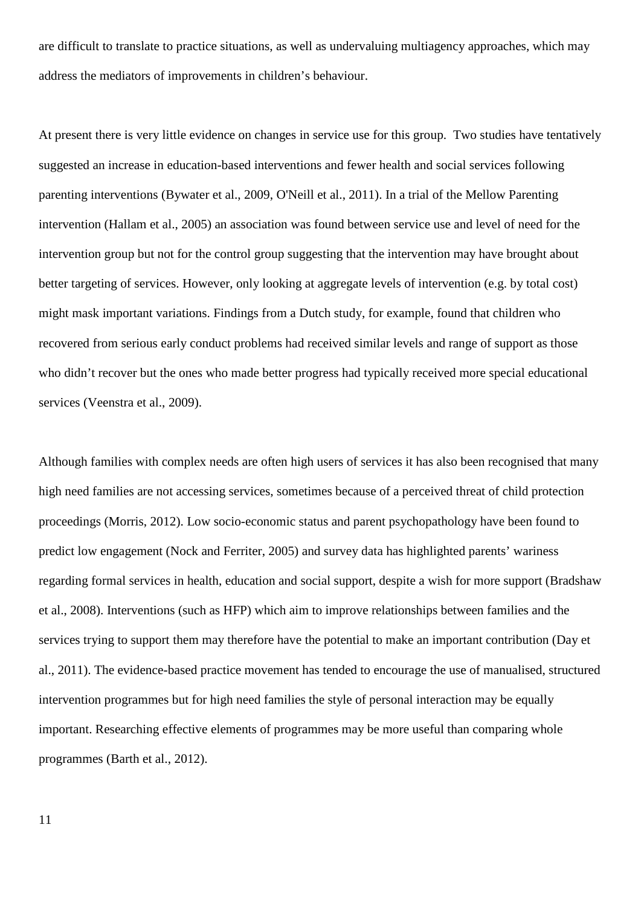are difficult to translate to practice situations, as well as undervaluing multiagency approaches, which may address the mediators of improvements in children's behaviour.

At present there is very little evidence on changes in service use for this group. Two studies have tentatively suggested an increase in education-based interventions and fewer health and social services following parenting interventions (Bywater et al., 2009, O'Neill et al., 2011). In a trial of the Mellow Parenting intervention (Hallam et al., 2005) an association was found between service use and level of need for the intervention group but not for the control group suggesting that the intervention may have brought about better targeting of services. However, only looking at aggregate levels of intervention (e.g. by total cost) might mask important variations. Findings from a Dutch study, for example, found that children who recovered from serious early conduct problems had received similar levels and range of support as those who didn't recover but the ones who made better progress had typically received more special educational services (Veenstra et al., 2009).

Although families with complex needs are often high users of services it has also been recognised that many high need families are not accessing services, sometimes because of a perceived threat of child protection proceedings (Morris, 2012). Low socio-economic status and parent psychopathology have been found to predict low engagement (Nock and Ferriter, 2005) and survey data has highlighted parents' wariness regarding formal services in health, education and social support, despite a wish for more support (Bradshaw et al., 2008). Interventions (such as HFP) which aim to improve relationships between families and the services trying to support them may therefore have the potential to make an important contribution (Day et al., 2011). The evidence-based practice movement has tended to encourage the use of manualised, structured intervention programmes but for high need families the style of personal interaction may be equally important. Researching effective elements of programmes may be more useful than comparing whole programmes (Barth et al., 2012).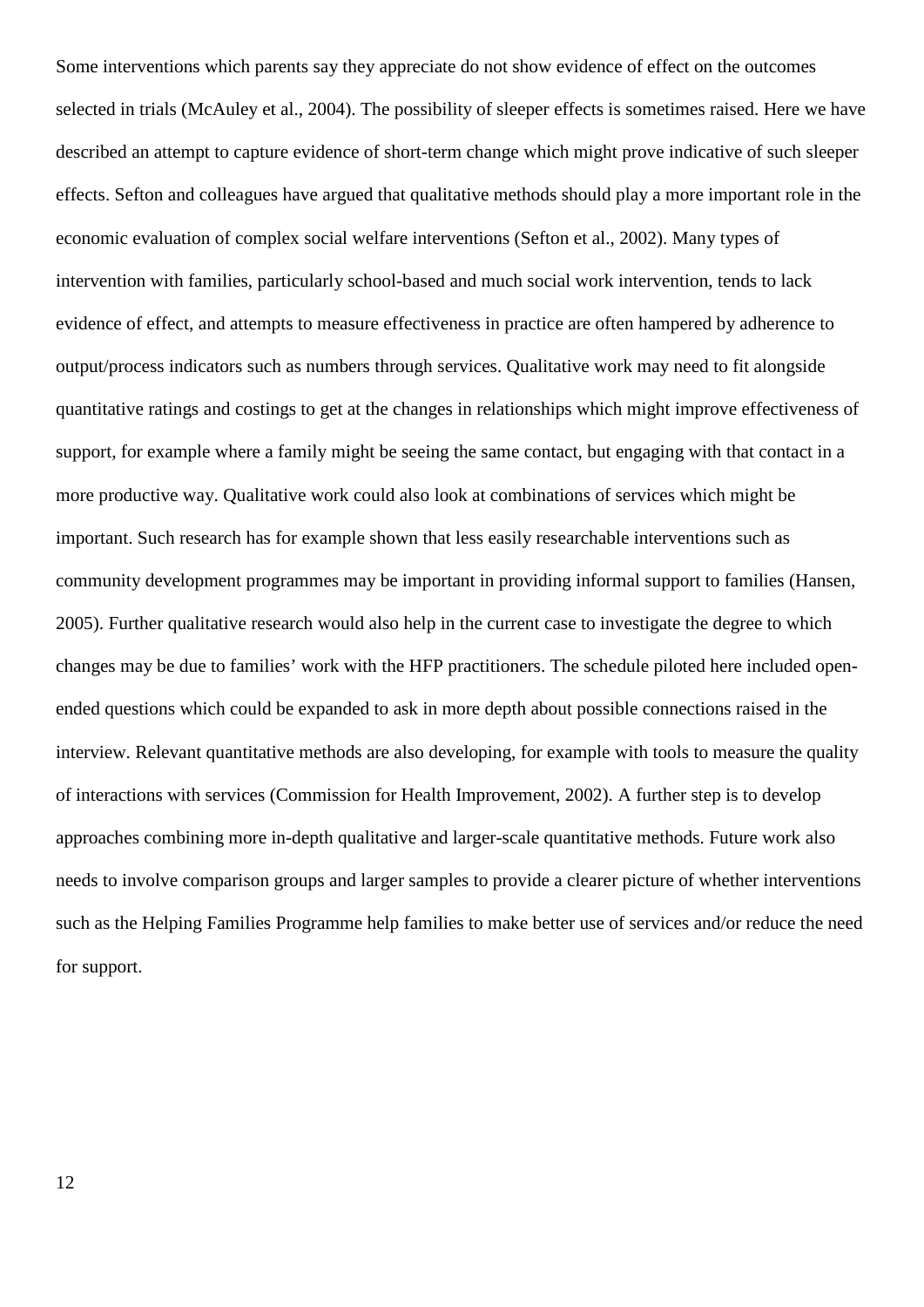Some interventions which parents say they appreciate do not show evidence of effect on the outcomes selected in trials (McAuley et al., 2004). The possibility of sleeper effects is sometimes raised. Here we have described an attempt to capture evidence of short-term change which might prove indicative of such sleeper effects. Sefton and colleagues have argued that qualitative methods should play a more important role in the economic evaluation of complex social welfare interventions (Sefton et al., 2002). Many types of intervention with families, particularly school-based and much social work intervention, tends to lack evidence of effect, and attempts to measure effectiveness in practice are often hampered by adherence to output/process indicators such as numbers through services. Qualitative work may need to fit alongside quantitative ratings and costings to get at the changes in relationships which might improve effectiveness of support, for example where a family might be seeing the same contact, but engaging with that contact in a more productive way. Qualitative work could also look at combinations of services which might be important. Such research has for example shown that less easily researchable interventions such as community development programmes may be important in providing informal support to families (Hansen, 2005). Further qualitative research would also help in the current case to investigate the degree to which changes may be due to families' work with the HFP practitioners. The schedule piloted here included open-ended questions which could be expanded to ask in more depth about possible connections raised in the interview. Relevant quantitative methods are also developing, for example with tools to measure the quality of interactions with services (Commission for Health Improvement, 2002). A further step is to develop approaches combining more in-depth qualitative and larger-scale quantitative methods. Future work also needs to involve comparison groups and larger samples to provide a clearer picture of whether interventions such as the Helping Families Programme help families to make better use of services and/or reduce the need for support.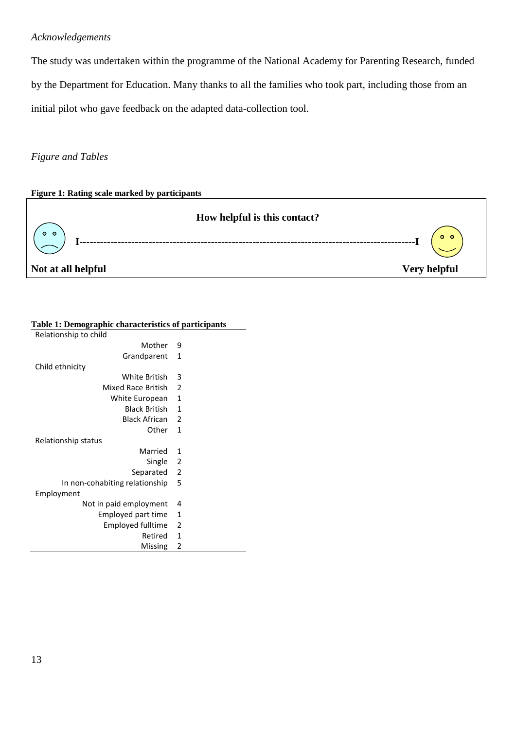*Acknowledgements*

The study was undertaken within the programme of the National Academy for Parenting Research, funded by the Department for Education. Many thanks to all the families who took part, including those from an initial pilot who gave feedback on the adapted data-collection tool.

*Figure and Tables*

**Figure 1: Rating scale marked by participants**

**How helpful is this contact?**

**I-----------------------------------------------------------------------------------------------I**

**Not at all helpful** **Very helpful**

**Table 1: Demographic characteristics of participants**

| | |
|---|---|
| Relationship to child | |
| Mother | 9 |
| Grandparent | 1 |
| Child ethnicity | |
| White British | 3 |
| Mixed Race British | 2 |
| White European | 1 |
| Black British | 1 |
| Black African | 2 |
| Other | 1 |
| Relationship status | |
| Married | 1 |
| Single | 2 |
| Separated | 2 |
| In non-cohabiting relationship | 5 |
| Employment | |
| Not in paid employment | 4 |
| Employed part time | 1 |
| Employed fulltime | 2 |
| Retired | 1 |
| Missing | 2 |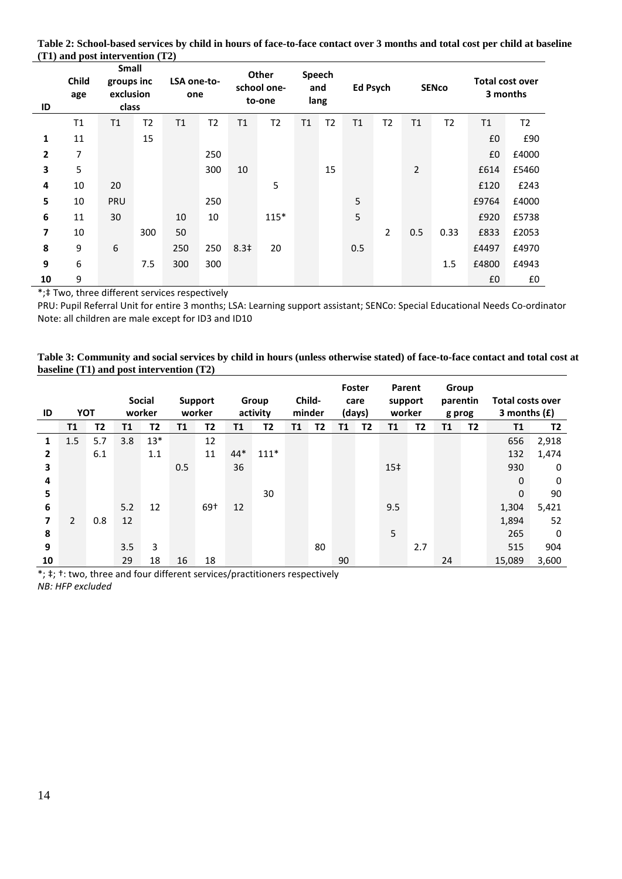**Table 2: School-based services by child in hours of face-to-face contact over 3 months and total cost per child at baseline (T1) and post intervention (T2)**

| ID | Child age | Small groups inc exclusion class | | LSA one-to-one | | Other school one-to-one | | Speech and lang | | Ed Psych | | SENco | | Total cost over 3 months | |
|---|---|---|---|---|---|---|---|---|---|---|---|---|---|---|---|
| | T1 | T1 | T2 | T1 | T2 | T1 | T2 | T1 | T2 | T1 | T2 | T1 | T2 | T1 | T2 |
| 1 | 11 | | 15 | | | | | | | | | | | £0 | £90 |
| 2 | 7 | | | | 250 | | | | | | | | | £0 | £4000 |
| 3 | 5 | | | | 300 | 10 | | | 15 | | | 2 | | £614 | £5460 |
| 4 | 10 | 20 | | | | | 5 | | | | | | | £120 | £243 |
| 5 | 10 | PRU | | | 250 | | | | | 5 | | | | £9764 | £4000 |
| 6 | 11 | 30 | | 10 | 10 | | 115* | | | 5 | | | | £920 | £5738 |
| 7 | 10 | | 300 | 50 | | | | | | | 2 | 0.5 | 0.33 | £833 | £2053 |
| 8 | 9 | 6 | | 250 | 250 | 8.3‡ | 20 | | | 0.5 | | | | £4497 | £4970 |
| 9 | 6 | | 7.5 | 300 | 300 | | | | | | | | 1.5 | £4800 | £4943 |
| 10 | 9 | | | | | | | | | | | | | £0 | £0 |

*;‡ Two, three different services respectively

PRU: Pupil Referral Unit for entire 3 months; LSA: Learning support assistant; SENCo: Special Educational Needs Co-ordinator

Note: all children are male except for ID3 and ID10

**Table 3: Community and social services by child in hours (unless otherwise stated) of face-to-face contact and total cost at baseline (T1) and post intervention (T2)**

| ID | YOT | | Social worker | | Support worker | | Group activity | | Child-minder | | Foster care (days) | | Parent support worker | | Group parenting prog | | Total costs over 3 months (£) | |
|---|---|---|---|---|---|---|---|---|---|---|---|---|---|---|---|---|---|---|
| | T1 | T2 | T1 | T2 | T1 | T2 | T1 | T2 | T1 | T2 | T1 | T2 | T1 | T2 | T1 | T2 | T1 | T2 |
| 1 | 1.5 | 5.7 | 3.8 | 13* | | 12 | | | | | | | | | | | 656 | 2,918 |
| 2 | | 6.1 | | 1.1 | | 11 | 44* | 111* | | | | | | | | | 132 | 1,474 |
| 3 | | | | | 0.5 | | 36 | | | | | | 15‡ | | | | 930 | 0 |
| 4 | | | | | | | | | | | | | | | | | 0 | 0 |
| 5 | | | | | | | | 30 | | | | | | | | | 0 | 90 |
| 6 | | | 5.2 | 12 | | 69† | 12 | | | | | | 9.5 | | | | 1,304 | 5,421 |
| 7 | 2 | 0.8 | 12 | | | | | | | | | | | | | | 1,894 | 52 |
| 8 | | | | | | | | | | | | | 5 | | | | 265 | 0 |
| 9 | | | 3.5 | 3 | | | | | | 80 | | | | 2.7 | | | 515 | 904 |
| 10 | | | 29 | 18 | 16 | 18 | | | | | 90 | | | | 24 | | 15,089 | 3,600 |

*; ‡; †: two, three and four different services/practitioners respectively

*NB: HFP excluded*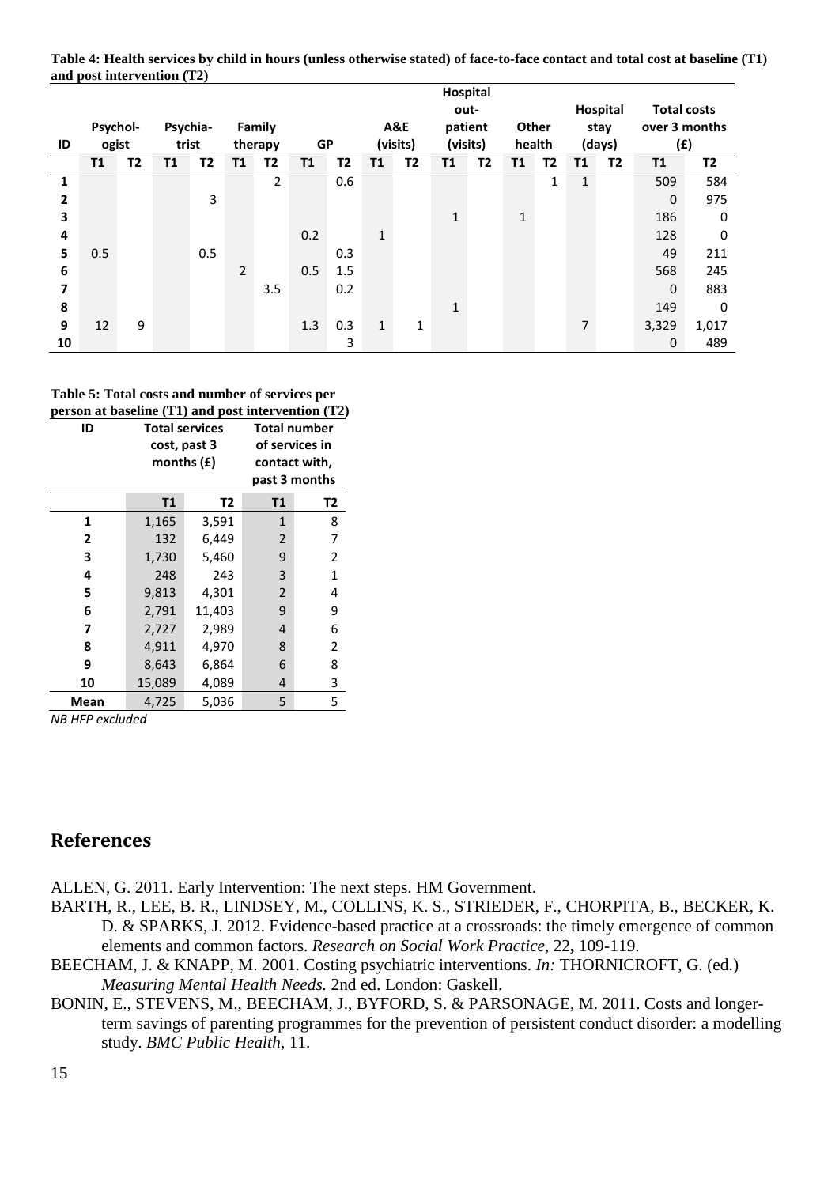**Table 4: Health services by child in hours (unless otherwise stated) of face-to-face contact and total cost at baseline (T1) and post intervention (T2)**

| ID | Psychologist | | Psychiatrist | | Family therapy | | GP | | A&E (visits) | | Hospital out-patient (visits) | | Other health | | Hospital stay (days) | | Total costs over 3 months (£) | |
|---|---|---|---|---|---|---|---|---|---|---|---|---|---|---|---|---|---|---|
| | T1 | T2 | T1 | T2 | T1 | T2 | T1 | T2 | T1 | T2 | T1 | T2 | T1 | T2 | T1 | T2 | T1 | T2 |
| 1 | | | | | | 2 | | 0.6 | | | | | | 1 | 1 | | 509 | 584 |
| 2 | | | | 3 | | | | | | | | | | | | | 0 | 975 |
| 3 | | | | | | | | | | | 1 | | 1 | | | | 186 | 0 |
| 4 | | | | | | | 0.2 | | 1 | | | | | | | | 128 | 0 |
| 5 | 0.5 | | | 0.5 | | | | 0.3 | | | | | | | | | 49 | 211 |
| 6 | | | | | 2 | | 0.5 | 1.5 | | | | | | | | | 568 | 245 |
| 7 | | | | | | 3.5 | | 0.2 | | | | | | | | | 0 | 883 |
| 8 | | | | | | | | | | | 1 | | | | | | 149 | 0 |
| 9 | 12 | 9 | | | | | 1.3 | 0.3 | 1 | 1 | | | | | 7 | | 3,329 | 1,017 |
| 10 | | | | | | | | 3 | | | | | | | | | 0 | 489 |

**Table 5: Total costs and number of services per person at baseline (T1) and post intervention (T2)**

| ID | Total services cost, past 3 months (£) | | Total number of services in contact with, past 3 months | |
|---|---|---|---|---|
| | T1 | T2 | T1 | T2 |
| 1 | 1,165 | 3,591 | 1 | 8 |
| 2 | 132 | 6,449 | 2 | 7 |
| 3 | 1,730 | 5,460 | 9 | 2 |
| 4 | 248 | 243 | 3 | 1 |
| 5 | 9,813 | 4,301 | 2 | 4 |
| 6 | 2,791 | 11,403 | 9 | 9 |
| 7 | 2,727 | 2,989 | 4 | 6 |
| 8 | 4,911 | 4,970 | 8 | 2 |
| 9 | 8,643 | 6,864 | 6 | 8 |
| 10 | 15,089 | 4,089 | 4 | 3 |
| **Mean** | 4,725 | 5,036 | 5 | 5 |

*NB HFP excluded*

## References

ALLEN, G. 2011. Early Intervention: The next steps. HM Government.

BARTH, R., LEE, B. R., LINDSEY, M., COLLINS, K. S., STRIEDER, F., CHORPITA, B., BECKER, K. D. & SPARKS, J. 2012. Evidence-based practice at a crossroads: the timely emergence of common elements and common factors. *Research on Social Work Practice,* 22**,** 109-119.

BEECHAM, J. & KNAPP, M. 2001. Costing psychiatric interventions. *In:* THORNICROFT, G. (ed.) *Measuring Mental Health Needs.* 2nd ed. London: Gaskell.

BONIN, E., STEVENS, M., BEECHAM, J., BYFORD, S. & PARSONAGE, M. 2011. Costs and longer-term savings of parenting programmes for the prevention of persistent conduct disorder: a modelling study. *BMC Public Health,* 11.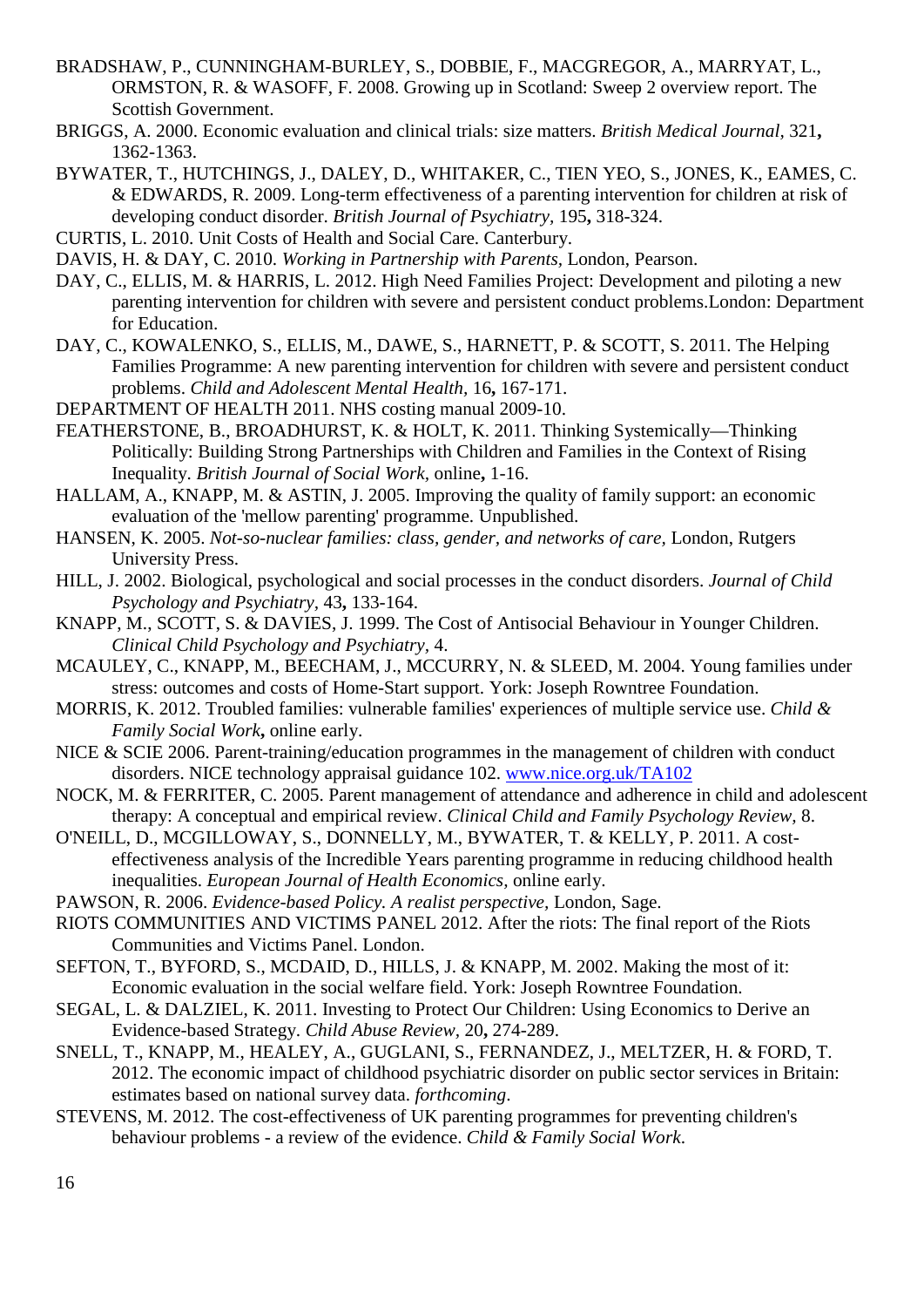BRADSHAW, P., CUNNINGHAM-BURLEY, S., DOBBIE, F., MACGREGOR, A., MARRYAT, L., ORMSTON, R. & WASOFF, F. 2008. Growing up in Scotland: Sweep 2 overview report. The Scottish Government.

BRIGGS, A. 2000. Economic evaluation and clinical trials: size matters. *British Medical Journal,* 321**,** 1362-1363.

BYWATER, T., HUTCHINGS, J., DALEY, D., WHITAKER, C., TIEN YEO, S., JONES, K., EAMES, C. & EDWARDS, R. 2009. Long-term effectiveness of a parenting intervention for children at risk of developing conduct disorder. *British Journal of Psychiatry,* 195**,** 318-324.

CURTIS, L. 2010. Unit Costs of Health and Social Care. Canterbury.

DAVIS, H. & DAY, C. 2010. *Working in Partnership with Parents,* London, Pearson.

DAY, C., ELLIS, M. & HARRIS, L. 2012. High Need Families Project: Development and piloting a new parenting intervention for children with severe and persistent conduct problems.London: Department for Education.

DAY, C., KOWALENKO, S., ELLIS, M., DAWE, S., HARNETT, P. & SCOTT, S. 2011. The Helping Families Programme: A new parenting intervention for children with severe and persistent conduct problems. *Child and Adolescent Mental Health,* 16**,** 167-171.

DEPARTMENT OF HEALTH 2011. NHS costing manual 2009-10.

FEATHERSTONE, B., BROADHURST, K. & HOLT, K. 2011. Thinking Systemically—Thinking Politically: Building Strong Partnerships with Children and Families in the Context of Rising Inequality. *British Journal of Social Work,* online**,** 1-16.

HALLAM, A., KNAPP, M. & ASTIN, J. 2005. Improving the quality of family support: an economic evaluation of the 'mellow parenting' programme. Unpublished.

HANSEN, K. 2005. *Not-so-nuclear families: class, gender, and networks of care,* London, Rutgers University Press.

HILL, J. 2002. Biological, psychological and social processes in the conduct disorders. *Journal of Child Psychology and Psychiatry,* 43**,** 133-164.

KNAPP, M., SCOTT, S. & DAVIES, J. 1999. The Cost of Antisocial Behaviour in Younger Children. *Clinical Child Psychology and Psychiatry,* 4.

MCAULEY, C., KNAPP, M., BEECHAM, J., MCCURRY, N. & SLEED, M. 2004. Young families under stress: outcomes and costs of Home-Start support. York: Joseph Rowntree Foundation.

MORRIS, K. 2012. Troubled families: vulnerable families' experiences of multiple service use. *Child & Family Social Work***,** online early.

NICE & SCIE 2006. Parent-training/education programmes in the management of children with conduct disorders. NICE technology appraisal guidance 102. www.nice.org.uk/TA102

NOCK, M. & FERRITER, C. 2005. Parent management of attendance and adherence in child and adolescent therapy: A conceptual and empirical review. *Clinical Child and Family Psychology Review,* 8.

O'NEILL, D., MCGILLOWAY, S., DONNELLY, M., BYWATER, T. & KELLY, P. 2011. A cost-effectiveness analysis of the Incredible Years parenting programme in reducing childhood health inequalities. *European Journal of Health Economics,* online early.

PAWSON, R. 2006. *Evidence-based Policy. A realist perspective,* London, Sage.

RIOTS COMMUNITIES AND VICTIMS PANEL 2012. After the riots: The final report of the Riots Communities and Victims Panel. London.

SEFTON, T., BYFORD, S., MCDAID, D., HILLS, J. & KNAPP, M. 2002. Making the most of it: Economic evaluation in the social welfare field. York: Joseph Rowntree Foundation.

SEGAL, L. & DALZIEL, K. 2011. Investing to Protect Our Children: Using Economics to Derive an Evidence-based Strategy. *Child Abuse Review,* 20**,** 274-289.

SNELL, T., KNAPP, M., HEALEY, A., GUGLANI, S., FERNANDEZ, J., MELTZER, H. & FORD, T. 2012. The economic impact of childhood psychiatric disorder on public sector services in Britain: estimates based on national survey data. *forthcoming*.

STEVENS, M. 2012. The cost-effectiveness of UK parenting programmes for preventing children's behaviour problems - a review of the evidence. *Child & Family Social Work*.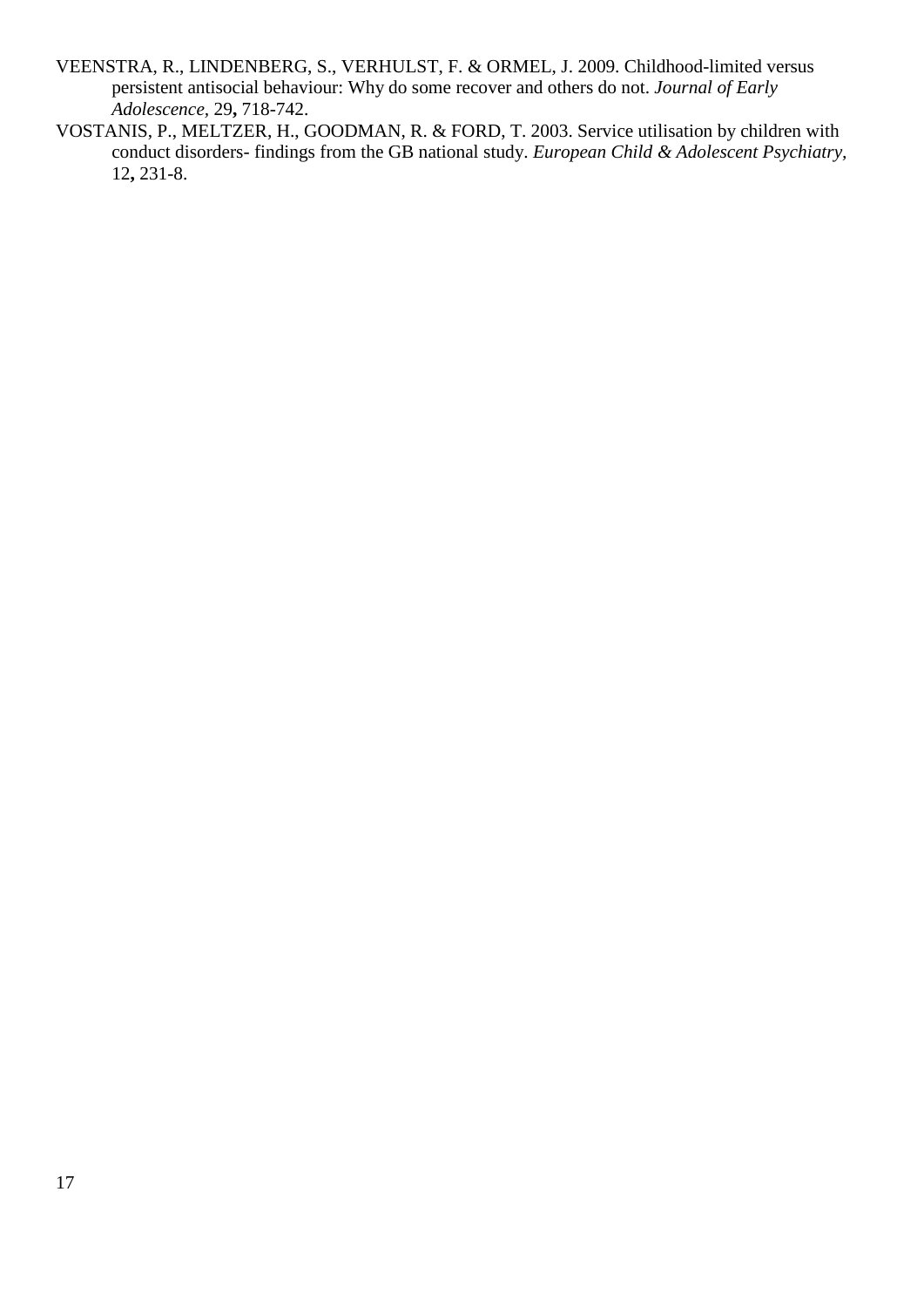VEENSTRA, R., LINDENBERG, S., VERHULST, F. & ORMEL, J. 2009. Childhood-limited versus persistent antisocial behaviour: Why do some recover and others do not. *Journal of Early Adolescence,* 29**,** 718-742.

VOSTANIS, P., MELTZER, H., GOODMAN, R. & FORD, T. 2003. Service utilisation by children with conduct disorders- findings from the GB national study. *European Child & Adolescent Psychiatry,* 12**,** 231-8.